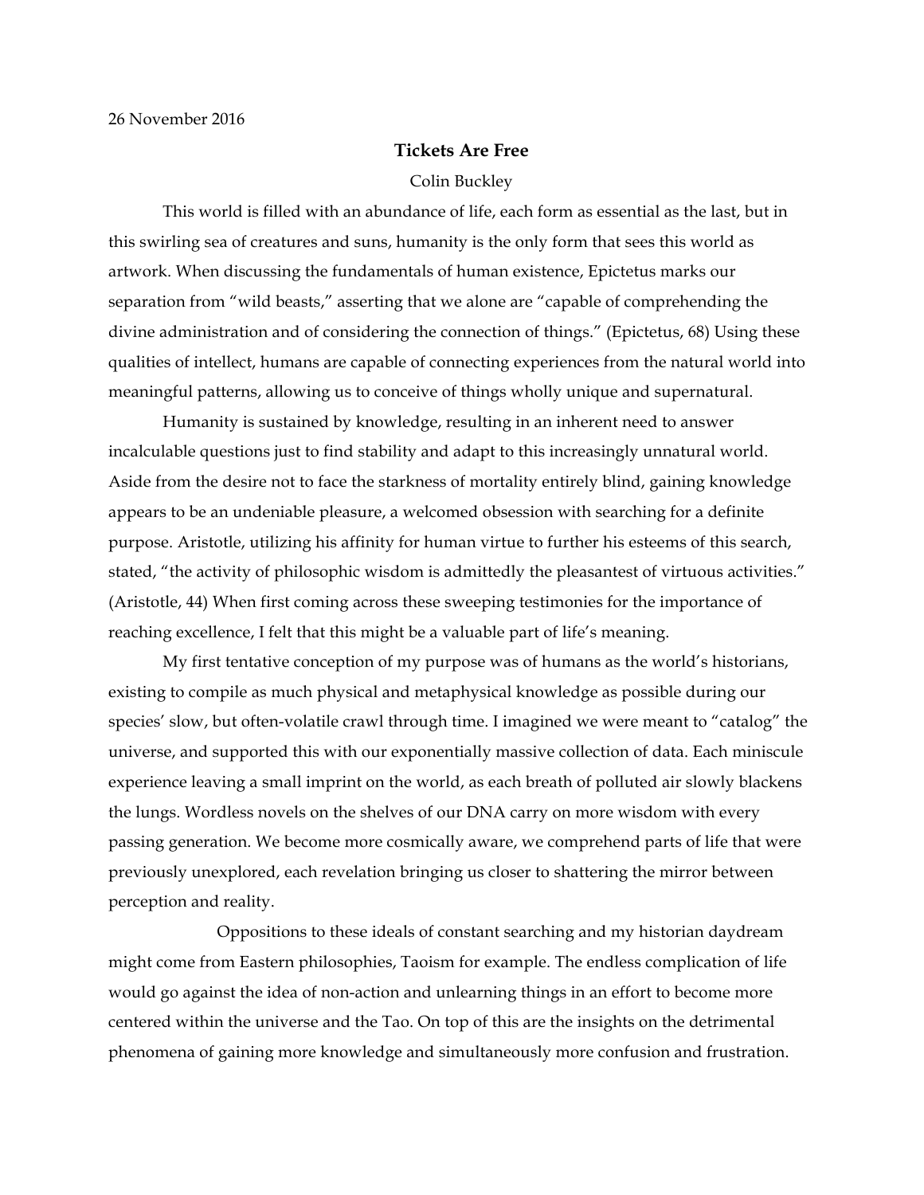26 November 2016

# Tickets Are Free

Colin Buckley

This world is filled with an abundance of life, each form as essential as the last, but in this swirling sea of creatures and suns, humanity is the only form that sees this world as artwork. When discussing the fundamentals of human existence, Epictetus marks our separation from "wild beasts," asserting that we alone are "capable of comprehending the divine administration and of considering the connection of things." (Epictetus, 68) Using these qualities of intellect, humans are capable of connecting experiences from the natural world into meaningful patterns, allowing us to conceive of things wholly unique and supernatural.

Humanity is sustained by knowledge, resulting in an inherent need to answer incalculable questions just to find stability and adapt to this increasingly unnatural world. Aside from the desire not to face the starkness of mortality entirely blind, gaining knowledge appears to be an undeniable pleasure, a welcomed obsession with searching for a definite purpose. Aristotle, utilizing his affinity for human virtue to further his esteems of this search, stated, "the activity of philosophic wisdom is admittedly the pleasantest of virtuous activities." (Aristotle, 44) When first coming across these sweeping testimonies for the importance of reaching excellence, I felt that this might be a valuable part of life's meaning.

My first tentative conception of my purpose was of humans as the world's historians, existing to compile as much physical and metaphysical knowledge as possible during our species' slow, but often-volatile crawl through time. I imagined we were meant to "catalog" the universe, and supported this with our exponentially massive collection of data. Each miniscule experience leaving a small imprint on the world, as each breath of polluted air slowly blackens the lungs. Wordless novels on the shelves of our DNA carry on more wisdom with every passing generation. We become more cosmically aware, we comprehend parts of life that were previously unexplored, each revelation bringing us closer to shattering the mirror between perception and reality.

Oppositions to these ideals of constant searching and my historian daydream might come from Eastern philosophies, Taoism for example. The endless complication of life would go against the idea of non-action and unlearning things in an effort to become more centered within the universe and the Tao. On top of this are the insights on the detrimental phenomena of gaining more knowledge and simultaneously more confusion and frustration.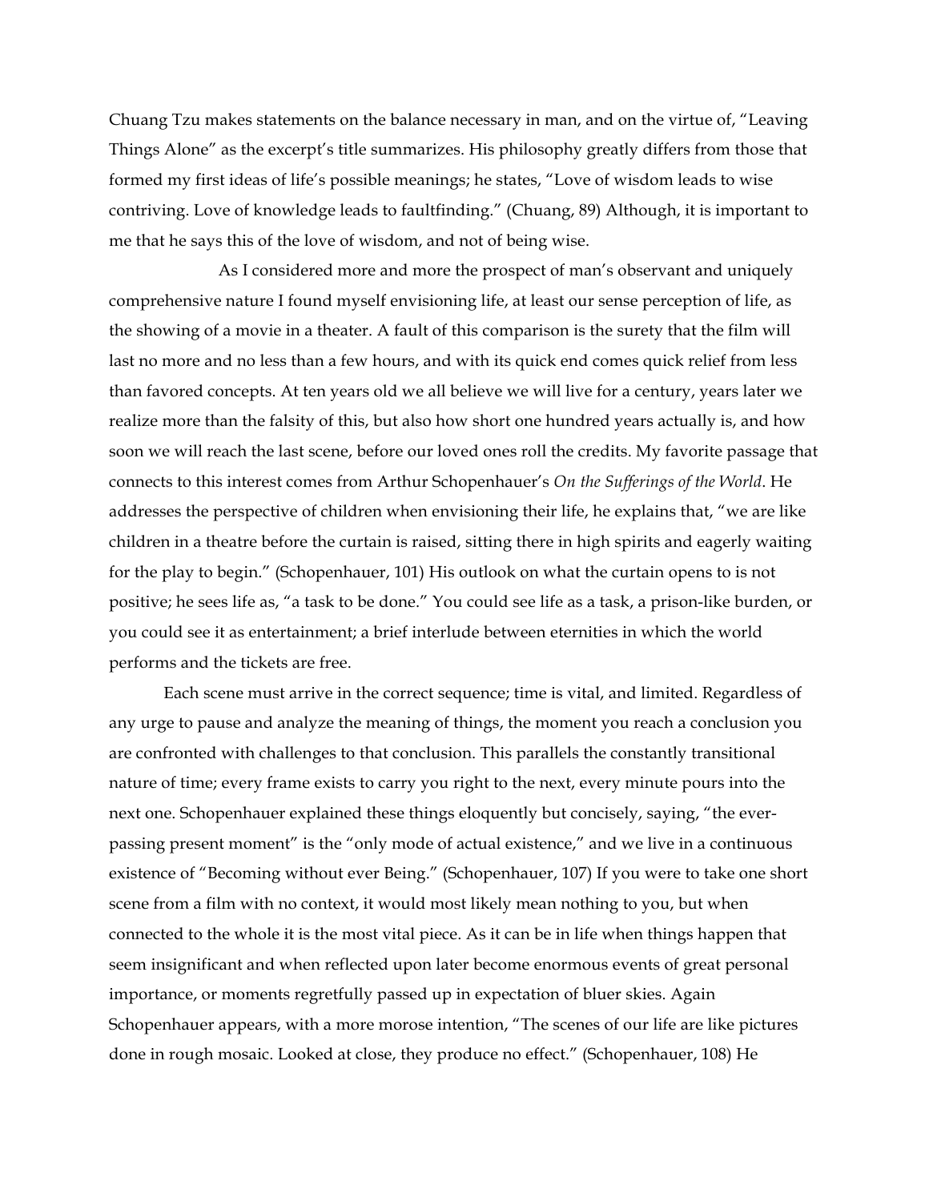Chuang Tzu makes statements on the balance necessary in man, and on the virtue of, "Leaving Things Alone" as the excerpt's title summarizes. His philosophy greatly differs from those that formed my first ideas of life's possible meanings; he states, "Love of wisdom leads to wise contriving. Love of knowledge leads to faultfinding." (Chuang, 89) Although, it is important to me that he says this of the love of wisdom, and not of being wise.

As I considered more and more the prospect of man's observant and uniquely comprehensive nature I found myself envisioning life, at least our sense perception of life, as the showing of a movie in a theater. A fault of this comparison is the surety that the film will last no more and no less than a few hours, and with its quick end comes quick relief from less than favored concepts. At ten years old we all believe we will live for a century, years later we realize more than the falsity of this, but also how short one hundred years actually is, and how soon we will reach the last scene, before our loved ones roll the credits. My favorite passage that connects to this interest comes from Arthur Schopenhauer's *On the Sufferings of the World*. He addresses the perspective of children when envisioning their life, he explains that, "we are like children in a theatre before the curtain is raised, sitting there in high spirits and eagerly waiting for the play to begin." (Schopenhauer, 101) His outlook on what the curtain opens to is not positive; he sees life as, "a task to be done." You could see life as a task, a prison-like burden, or you could see it as entertainment; a brief interlude between eternities in which the world performs and the tickets are free.

Each scene must arrive in the correct sequence; time is vital, and limited. Regardless of any urge to pause and analyze the meaning of things, the moment you reach a conclusion you are confronted with challenges to that conclusion. This parallels the constantly transitional nature of time; every frame exists to carry you right to the next, every minute pours into the next one. Schopenhauer explained these things eloquently but concisely, saying, "the ever-passing present moment" is the "only mode of actual existence," and we live in a continuous existence of "Becoming without ever Being." (Schopenhauer, 107) If you were to take one short scene from a film with no context, it would most likely mean nothing to you, but when connected to the whole it is the most vital piece. As it can be in life when things happen that seem insignificant and when reflected upon later become enormous events of great personal importance, or moments regretfully passed up in expectation of bluer skies. Again Schopenhauer appears, with a more morose intention, "The scenes of our life are like pictures done in rough mosaic. Looked at close, they produce no effect." (Schopenhauer, 108) He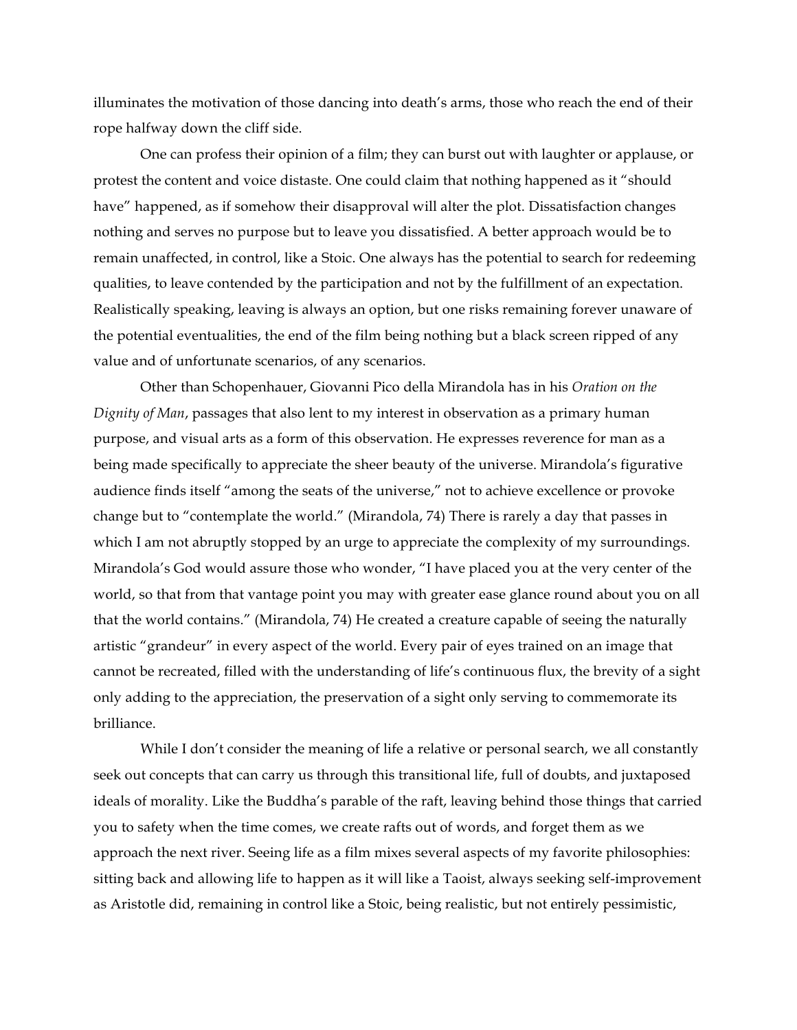illuminates the motivation of those dancing into death's arms, those who reach the end of their rope halfway down the cliff side.

One can profess their opinion of a film; they can burst out with laughter or applause, or protest the content and voice distaste. One could claim that nothing happened as it "should have" happened, as if somehow their disapproval will alter the plot. Dissatisfaction changes nothing and serves no purpose but to leave you dissatisfied. A better approach would be to remain unaffected, in control, like a Stoic. One always has the potential to search for redeeming qualities, to leave contended by the participation and not by the fulfillment of an expectation. Realistically speaking, leaving is always an option, but one risks remaining forever unaware of the potential eventualities, the end of the film being nothing but a black screen ripped of any value and of unfortunate scenarios, of any scenarios.

Other than Schopenhauer, Giovanni Pico della Mirandola has in his *Oration on the Dignity of Man*, passages that also lent to my interest in observation as a primary human purpose, and visual arts as a form of this observation. He expresses reverence for man as a being made specifically to appreciate the sheer beauty of the universe. Mirandola's figurative audience finds itself "among the seats of the universe," not to achieve excellence or provoke change but to "contemplate the world." (Mirandola, 74) There is rarely a day that passes in which I am not abruptly stopped by an urge to appreciate the complexity of my surroundings. Mirandola's God would assure those who wonder, "I have placed you at the very center of the world, so that from that vantage point you may with greater ease glance round about you on all that the world contains." (Mirandola, 74) He created a creature capable of seeing the naturally artistic "grandeur" in every aspect of the world. Every pair of eyes trained on an image that cannot be recreated, filled with the understanding of life's continuous flux, the brevity of a sight only adding to the appreciation, the preservation of a sight only serving to commemorate its brilliance.

While I don't consider the meaning of life a relative or personal search, we all constantly seek out concepts that can carry us through this transitional life, full of doubts, and juxtaposed ideals of morality. Like the Buddha's parable of the raft, leaving behind those things that carried you to safety when the time comes, we create rafts out of words, and forget them as we approach the next river. Seeing life as a film mixes several aspects of my favorite philosophies: sitting back and allowing life to happen as it will like a Taoist, always seeking self-improvement as Aristotle did, remaining in control like a Stoic, being realistic, but not entirely pessimistic,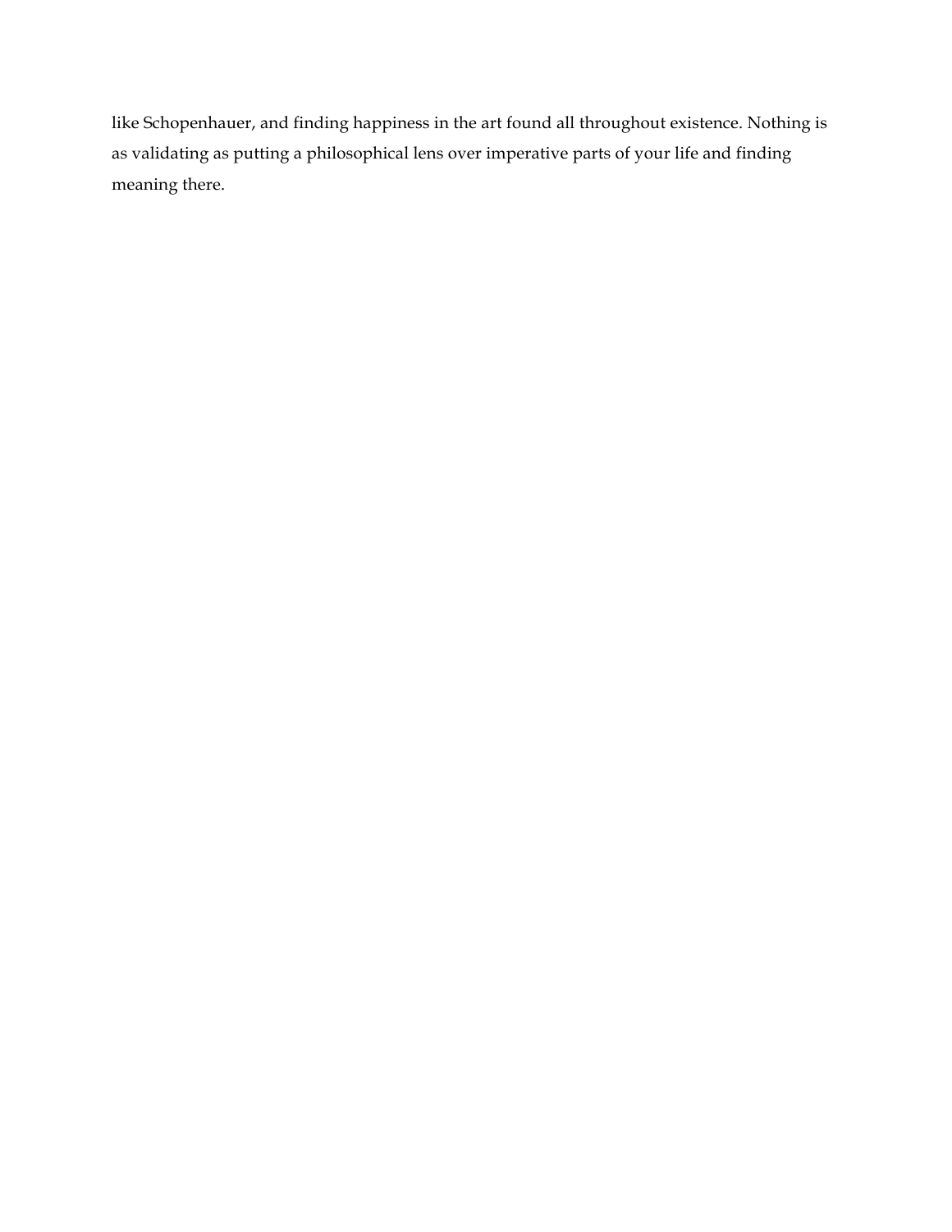like Schopenhauer, and finding happiness in the art found all throughout existence. Nothing is as validating as putting a philosophical lens over imperative parts of your life and finding meaning there.